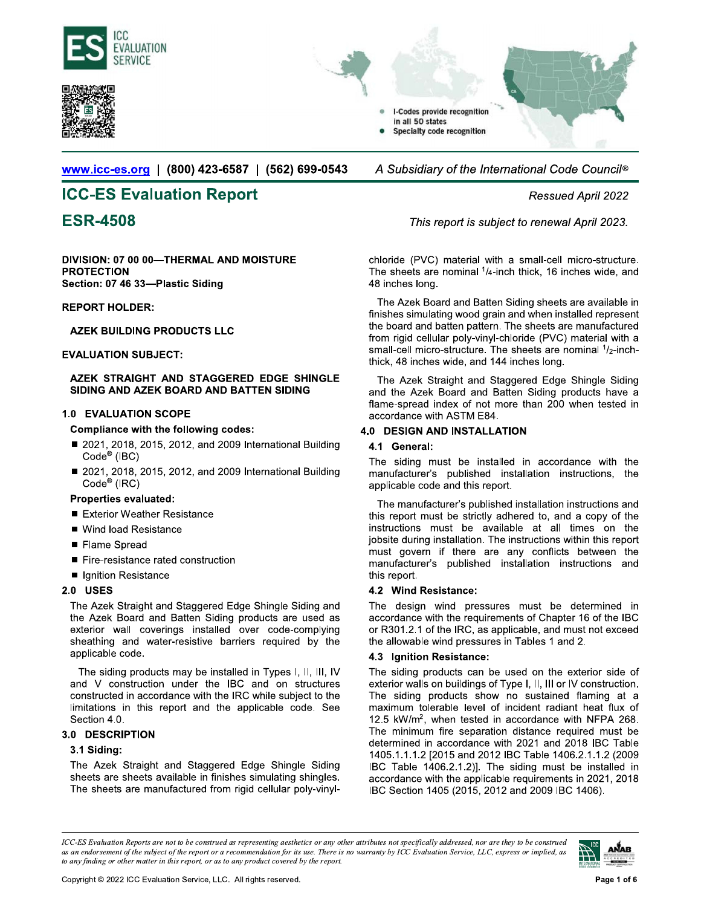ICC EVALUATION SERVICE

- I-Codes provide recognition in all 50 states
- Specialty code recognition

www.icc-es.org | (800) 423-6587 | (562) 699-0543 *A Subsidiary of the International Code Council®*

# ICC-ES Evaluation Report

# ESR-4508

*Ressued April 2022*

*This report is subject to renewal April 2023.*

**DIVISION: 07 00 00—THERMAL AND MOISTURE PROTECTION**
**Section: 07 46 33—Plastic Siding**

**REPORT HOLDER:**

**AZEK BUILDING PRODUCTS LLC**

**EVALUATION SUBJECT:**

**AZEK STRAIGHT AND STAGGERED EDGE SHINGLE SIDING AND AZEK BOARD AND BATTEN SIDING**

## 1.0 EVALUATION SCOPE

**Compliance with the following codes:**

- 2021, 2018, 2015, 2012, and 2009 International Building Code® (IBC)
- 2021, 2018, 2015, 2012, and 2009 International Building Code® (IRC)

**Properties evaluated:**

- Exterior Weather Resistance
- Wind load Resistance
- Flame Spread
- Fire-resistance rated construction
- Ignition Resistance

## 2.0 USES

The Azek Straight and Staggered Edge Shingle Siding and the Azek Board and Batten Siding products are used as exterior wall coverings installed over code-complying sheathing and water-resistive barriers required by the applicable code.

The siding products may be installed in Types I, II, III, IV and V construction under the IBC and on structures constructed in accordance with the IRC while subject to the limitations in this report and the applicable code. See Section 4.0.

## 3.0 DESCRIPTION

### 3.1 Siding:

The Azek Straight and Staggered Edge Shingle Siding sheets are sheets available in finishes simulating shingles. The sheets are manufactured from rigid cellular poly-vinyl-chloride (PVC) material with a small-cell micro-structure. The sheets are nominal $^{1}/_{4}$-inch thick, 16 inches wide, and 48 inches long.

The Azek Board and Batten Siding sheets are available in finishes simulating wood grain and when installed represent the board and batten pattern. The sheets are manufactured from rigid cellular poly-vinyl-chloride (PVC) material with a small-cell micro-structure. The sheets are nominal $^{1}/_{2}$-inch-thick, 48 inches wide, and 144 inches long.

The Azek Straight and Staggered Edge Shingle Siding and the Azek Board and Batten Siding products have a flame-spread index of not more than 200 when tested in accordance with ASTM E84.

## 4.0 DESIGN AND INSTALLATION

### 4.1 General:

The siding must be installed in accordance with the manufacturer's published installation instructions, the applicable code and this report.

The manufacturer's published installation instructions and this report must be strictly adhered to, and a copy of the instructions must be available at all times on the jobsite during installation. The instructions within this report must govern if there are any conflicts between the manufacturer's published installation instructions and this report.

### 4.2 Wind Resistance:

The design wind pressures must be determined in accordance with the requirements of Chapter 16 of the IBC or R301.2.1 of the IRC, as applicable, and must not exceed the allowable wind pressures in Tables 1 and 2.

### 4.3 Ignition Resistance:

The siding products can be used on the exterior side of exterior walls on buildings of Type I, II, III or IV construction. The siding products show no sustained flaming at a maximum tolerable level of incident radiant heat flux of 12.5 kW/m$^2$, when tested in accordance with NFPA 268. The minimum fire separation distance required must be determined in accordance with 2021 and 2018 IBC Table 1405.1.1.1.2 [2015 and 2012 IBC Table 1406.2.1.1.2 (2009 IBC Table 1406.2.1.2)]. The siding must be installed in accordance with the applicable requirements in 2021, 2018 IBC Section 1405 (2015, 2012 and 2009 IBC 1406).

*ICC-ES Evaluation Reports are not to be construed as representing aesthetics or any other attributes not specifically addressed, nor are they to be construed as an endorsement of the subject of the report or a recommendation for its use. There is no warranty by ICC Evaluation Service, LLC, express or implied, as to any finding or other matter in this report, or as to any product covered by the report.*

Copyright © 2022 ICC Evaluation Service, LLC. All rights reserved.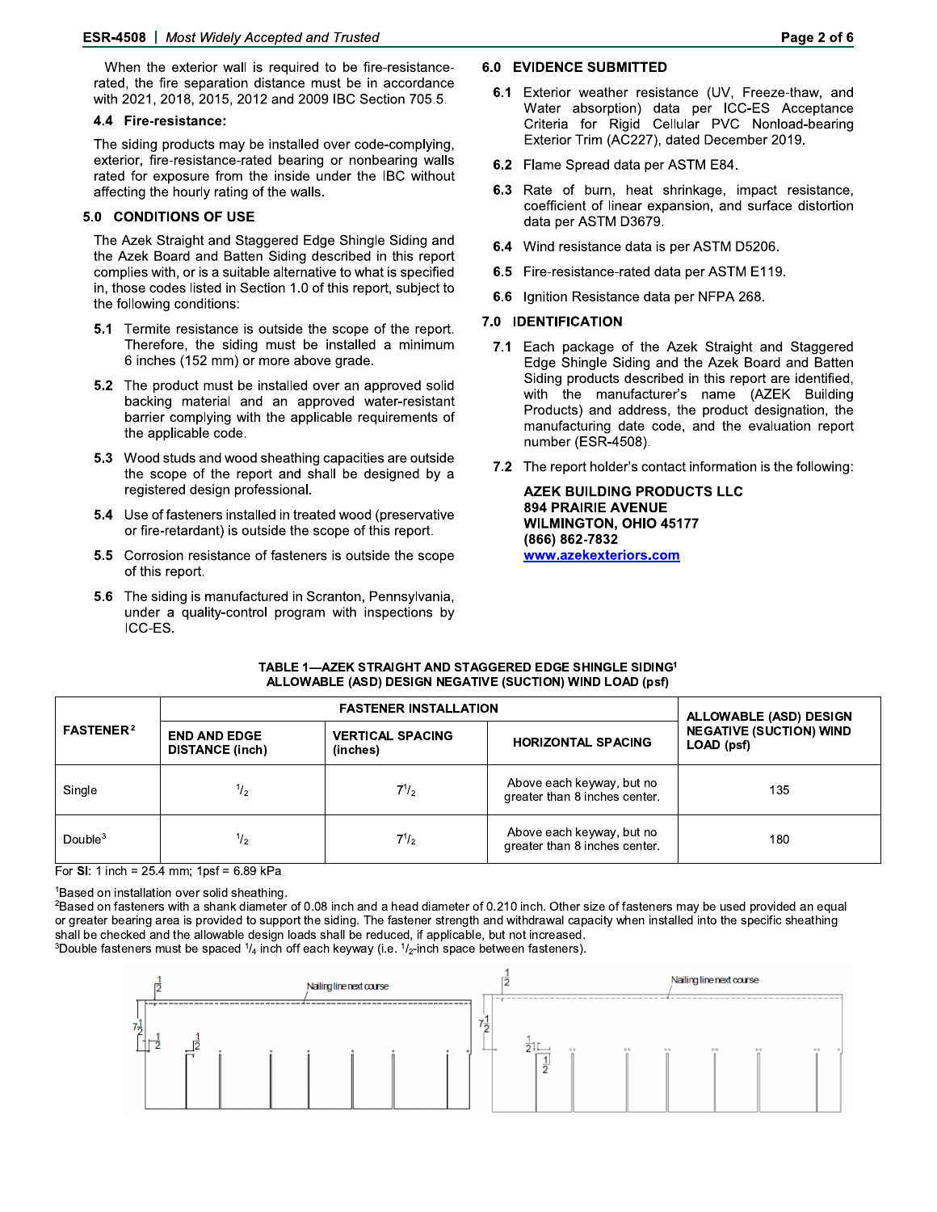When the exterior wall is required to be fire-resistance-rated, the fire separation distance must be in accordance with 2021, 2018, 2015, 2012 and 2009 IBC Section 705.5.

### 4.4 Fire-resistance:

The siding products may be installed over code-complying, exterior, fire-resistance-rated bearing or nonbearing walls rated for exposure from the inside under the IBC without affecting the hourly rating of the walls.

## 5.0 CONDITIONS OF USE

The Azek Straight and Staggered Edge Shingle Siding and the Azek Board and Batten Siding described in this report complies with, or is a suitable alternative to what is specified in, those codes listed in Section 1.0 of this report, subject to the following conditions:

**5.1** Termite resistance is outside the scope of the report. Therefore, the siding must be installed a minimum 6 inches (152 mm) or more above grade.

**5.2** The product must be installed over an approved solid backing material and an approved water-resistant barrier complying with the applicable requirements of the applicable code.

**5.3** Wood studs and wood sheathing capacities are outside the scope of the report and shall be designed by a registered design professional.

**5.4** Use of fasteners installed in treated wood (preservative or fire-retardant) is outside the scope of this report.

**5.5** Corrosion resistance of fasteners is outside the scope of this report.

**5.6** The siding is manufactured in Scranton, Pennsylvania, under a quality-control program with inspections by ICC-ES.

## 6.0 EVIDENCE SUBMITTED

**6.1** Exterior weather resistance (UV, Freeze-thaw, and Water absorption) data per ICC-ES Acceptance Criteria for Rigid Cellular PVC Nonload-bearing Exterior Trim (AC227), dated December 2019.

**6.2** Flame Spread data per ASTM E84.

**6.3** Rate of burn, heat shrinkage, impact resistance, coefficient of linear expansion, and surface distortion data per ASTM D3679.

**6.4** Wind resistance data is per ASTM D5206.

**6.5** Fire-resistance-rated data per ASTM E119.

**6.6** Ignition Resistance data per NFPA 268.

## 7.0 IDENTIFICATION

**7.1** Each package of the Azek Straight and Staggered Edge Shingle Siding and the Azek Board and Batten Siding products described in this report are identified, with the manufacturer's name (AZEK Building Products) and address, the product designation, the manufacturing date code, and the evaluation report number (ESR-4508).

**7.2** The report holder's contact information is the following:

**AZEK BUILDING PRODUCTS LLC**
**894 PRAIRIE AVENUE**
**WILMINGTON, OHIO 45177**
**(866) 862-7832**
**www.azekexteriors.com**

**TABLE 1—AZEK STRAIGHT AND STAGGERED EDGE SHINGLE SIDING[1] ALLOWABLE (ASD) DESIGN NEGATIVE (SUCTION) WIND LOAD (psf)**

| FASTENER[2] | FASTENER INSTALLATION | | | ALLOWABLE (ASD) DESIGN NEGATIVE (SUCTION) WIND LOAD (psf) |
|---|---|---|---|---|
| | END AND EDGE DISTANCE (inch) | VERTICAL SPACING (inches) | HORIZONTAL SPACING | |
| Single | $^1/_2$ | $7^1/_2$ | Above each keyway, but no greater than 8 inches center. | 135 |
| Double[3] | $^1/_2$ | $7^1/_2$ | Above each keyway, but no greater than 8 inches center. | 180 |

For **SI**: 1 inch = 25.4 mm; 1psf = 6.89 kPa

[1]Based on installation over solid sheathing.
[2]Based on fasteners with a shank diameter of 0.08 inch and a head diameter of 0.210 inch. Other size of fasteners may be used provided an equal or greater bearing area is provided to support the siding. The fastener strength and withdrawal capacity when installed into the specific sheathing shall be checked and the allowable design loads shall be reduced, if applicable, but not increased.
[3]Double fasteners must be spaced $^1/_4$ inch off each keyway (i.e. $^1/_2$-inch space between fasteners).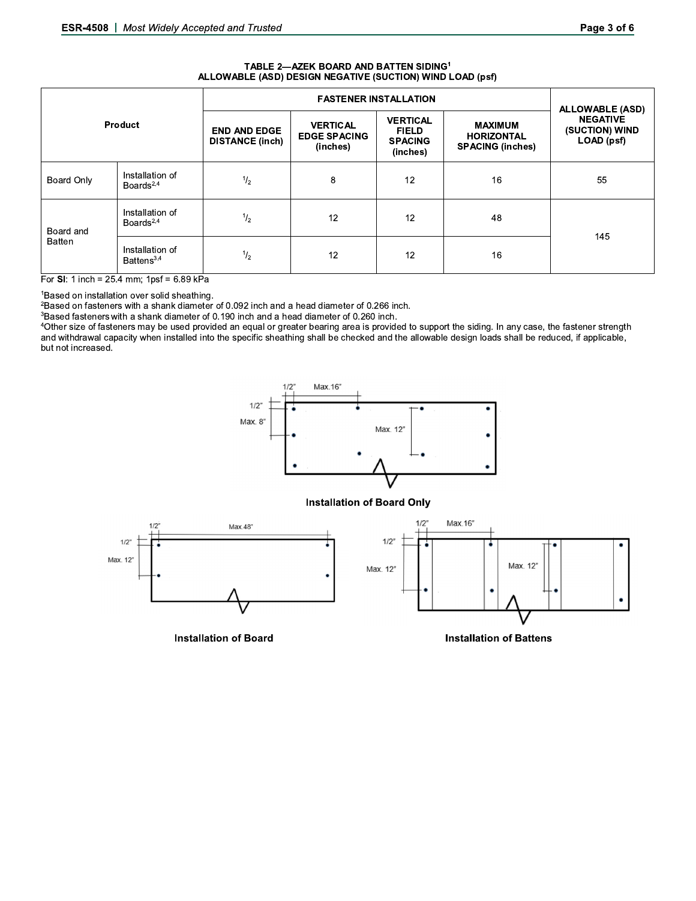**TABLE 2—AZEK BOARD AND BATTEN SIDING[1]**
**ALLOWABLE (ASD) DESIGN NEGATIVE (SUCTION) WIND LOAD (psf)**

| Product | | FASTENER INSTALLATION | | | | ALLOWABLE (ASD) NEGATIVE (SUCTION) WIND LOAD (psf) |
|---|---|---|---|---|---|---|
| | | END AND EDGE DISTANCE (inch) | VERTICAL EDGE SPACING (inches) | VERTICAL FIELD SPACING (inches) | MAXIMUM HORIZONTAL SPACING (inches) | |
| Board Only | Installation of Boards[2,4] | 1/2 | 8 | 12 | 16 | 55 |
| Board and Batten | Installation of Boards[2,4] | 1/2 | 12 | 12 | 48 | 145 |
| | Installation of Battens[3,4] | 1/2 | 12 | 12 | 16 | |

For **SI**: 1 inch = 25.4 mm; 1psf = 6.89 kPa

[1]Based on installation over solid sheathing.
[2]Based on fasteners with a shank diameter of 0.092 inch and a head diameter of 0.266 inch.
[3]Based fasteners with a shank diameter of 0.190 inch and a head diameter of 0.260 inch.
[4]Other size of fasteners may be used provided an equal or greater bearing area is provided to support the siding. In any case, the fastener strength and withdrawal capacity when installed into the specific sheathing shall be checked and the allowable design loads shall be reduced, if applicable, but not increased.

1/2" Max.16" 1/2" Max. 8" Max. 12"

**Installation of Board Only**

1/2" Max.48" 1/2" Max. 12"

**Installation of Board**

1/2" Max.16" 1/2" Max. 12" Max. 12"

**Installation of Battens**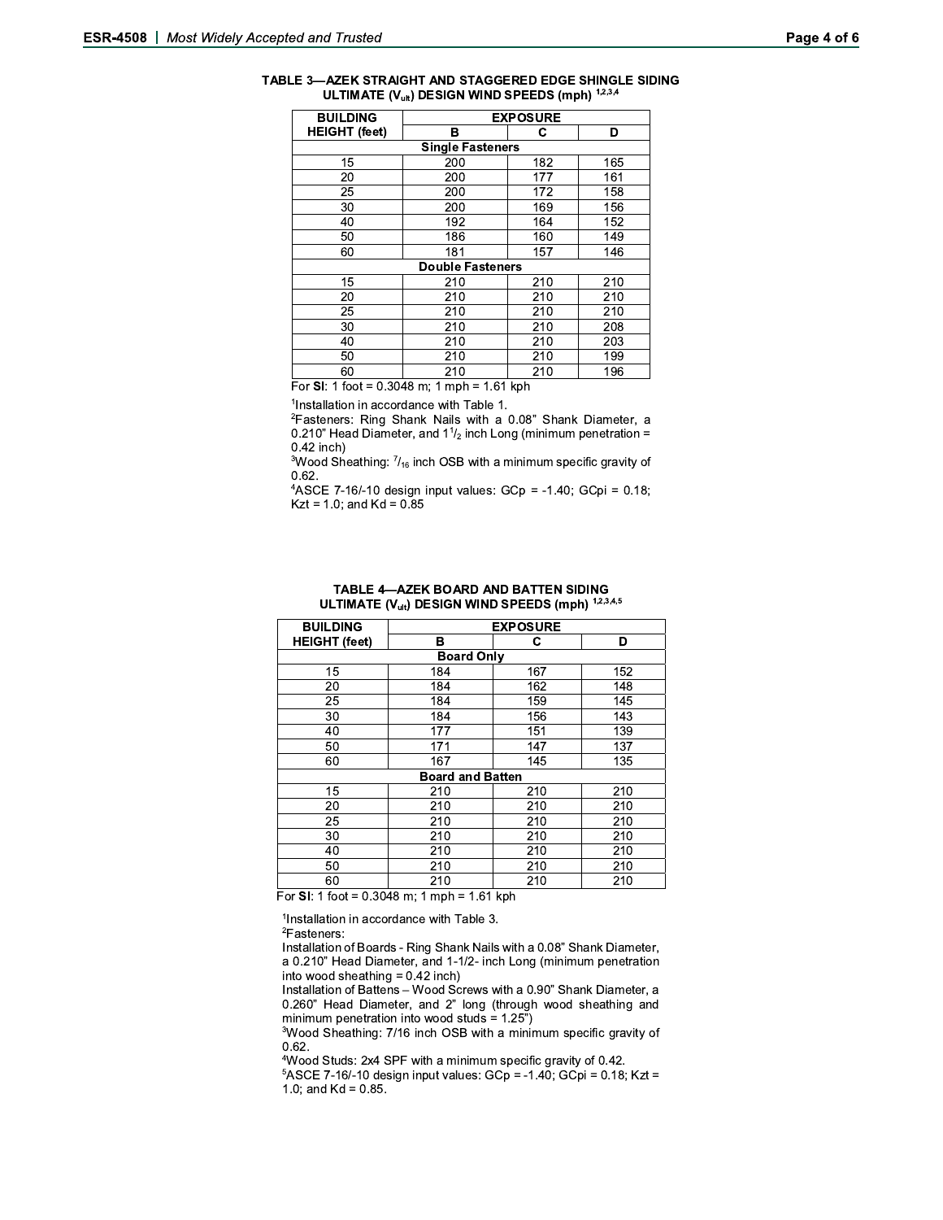**TABLE 3—AZEK STRAIGHT AND STAGGERED EDGE SHINGLE SIDING ULTIMATE ($V_{ult}$) DESIGN WIND SPEEDS (mph) [1,2,3,4]**

| BUILDING HEIGHT (feet) | EXPOSURE | | |
|---|---|---|---|
| | B | C | D |
| **Single Fasteners** | | | |
| 15 | 200 | 182 | 165 |
| 20 | 200 | 177 | 161 |
| 25 | 200 | 172 | 158 |
| 30 | 200 | 169 | 156 |
| 40 | 192 | 164 | 152 |
| 50 | 186 | 160 | 149 |
| 60 | 181 | 157 | 146 |
| **Double Fasteners** | | | |
| 15 | 210 | 210 | 210 |
| 20 | 210 | 210 | 210 |
| 25 | 210 | 210 | 210 |
| 30 | 210 | 210 | 208 |
| 40 | 210 | 210 | 203 |
| 50 | 210 | 210 | 199 |
| 60 | 210 | 210 | 196 |

For **SI**: 1 foot = 0.3048 m; 1 mph = 1.61 kph

[1]Installation in accordance with Table 1.
[2]Fasteners: Ring Shank Nails with a 0.08" Shank Diameter, a 0.210" Head Diameter, and 1[1]/[2] inch Long (minimum penetration = 0.42 inch)
[3]Wood Sheathing: [7]/[16] inch OSB with a minimum specific gravity of 0.62.
[4]ASCE 7-16/-10 design input values: GCp = -1.40; GCpi = 0.18; Kzt = 1.0; and Kd = 0.85

**TABLE 4—AZEK BOARD AND BATTEN SIDING ULTIMATE ($V_{ult}$) DESIGN WIND SPEEDS (mph) [1,2,3,4,5]**

| BUILDING HEIGHT (feet) | EXPOSURE | | |
|---|---|---|---|
| | B | C | D |
| **Board Only** | | | |
| 15 | 184 | 167 | 152 |
| 20 | 184 | 162 | 148 |
| 25 | 184 | 159 | 145 |
| 30 | 184 | 156 | 143 |
| 40 | 177 | 151 | 139 |
| 50 | 171 | 147 | 137 |
| 60 | 167 | 145 | 135 |
| **Board and Batten** | | | |
| 15 | 210 | 210 | 210 |
| 20 | 210 | 210 | 210 |
| 25 | 210 | 210 | 210 |
| 30 | 210 | 210 | 210 |
| 40 | 210 | 210 | 210 |
| 50 | 210 | 210 | 210 |
| 60 | 210 | 210 | 210 |

For **SI**: 1 foot = 0.3048 m; 1 mph = 1.61 kph

[1]Installation in accordance with Table 3.
[2]Fasteners:
Installation of Boards - Ring Shank Nails with a 0.08" Shank Diameter, a 0.210" Head Diameter, and 1-1/2- inch Long (minimum penetration into wood sheathing = 0.42 inch)
Installation of Battens – Wood Screws with a 0.90" Shank Diameter, a 0.260" Head Diameter, and 2" long (through wood sheathing and minimum penetration into wood studs = 1.25")
[3]Wood Sheathing: 7/16 inch OSB with a minimum specific gravity of 0.62.
[4]Wood Studs: 2x4 SPF with a minimum specific gravity of 0.42.
[5]ASCE 7-16/-10 design input values: GCp = -1.40; GCpi = 0.18; Kzt = 1.0; and Kd = 0.85.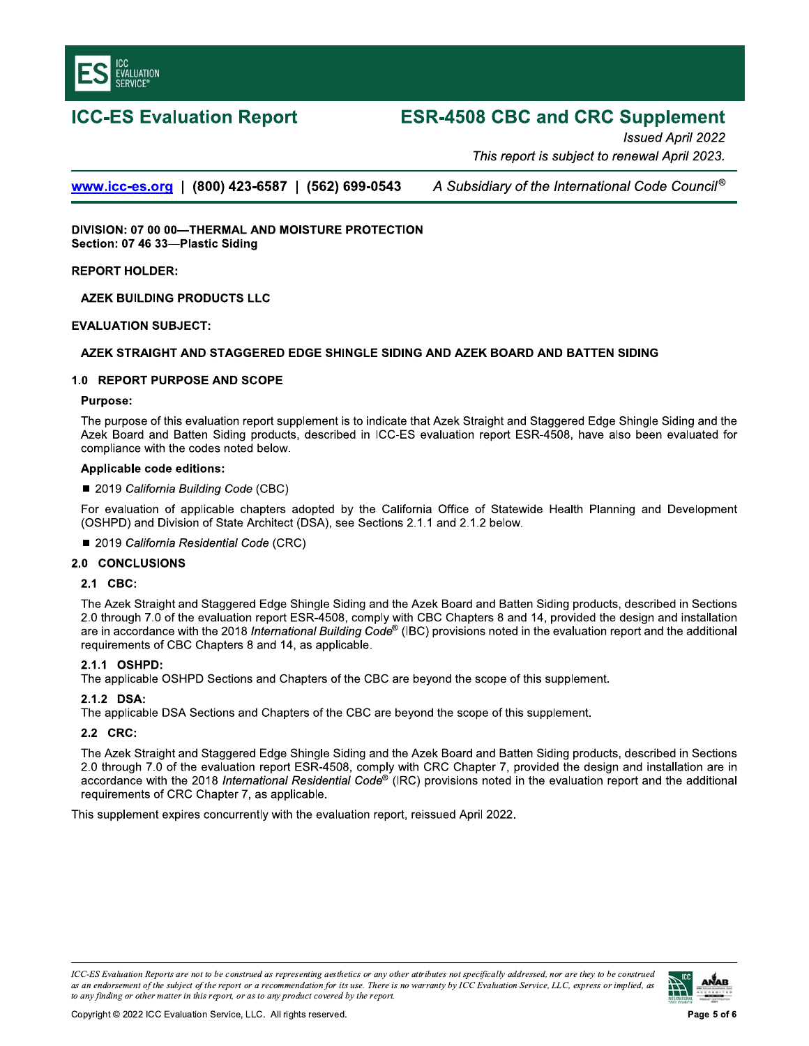# ICC-ES Evaluation Report

# ESR-4508 CBC and CRC Supplement

*Issued April 2022*

*This report is subject to renewal April 2023.*

www.icc-es.org | (800) 423-6587 | (562) 699-0543 *A Subsidiary of the International Code Council®*

**DIVISION: 07 00 00—THERMAL AND MOISTURE PROTECTION**
**Section: 07 46 33—Plastic Siding**

**REPORT HOLDER:**

**AZEK BUILDING PRODUCTS LLC**

**EVALUATION SUBJECT:**

**AZEK STRAIGHT AND STAGGERED EDGE SHINGLE SIDING AND AZEK BOARD AND BATTEN SIDING**

## 1.0 REPORT PURPOSE AND SCOPE

**Purpose:**

The purpose of this evaluation report supplement is to indicate that Azek Straight and Staggered Edge Shingle Siding and the Azek Board and Batten Siding products, described in ICC-ES evaluation report ESR-4508, have also been evaluated for compliance with the codes noted below.

**Applicable code editions:**

- 2019 *California Building Code* (CBC)

For evaluation of applicable chapters adopted by the California Office of Statewide Health Planning and Development (OSHPD) and Division of State Architect (DSA), see Sections 2.1.1 and 2.1.2 below.

- 2019 *California Residential Code* (CRC)

## 2.0 CONCLUSIONS

### 2.1 CBC:

The Azek Straight and Staggered Edge Shingle Siding and the Azek Board and Batten Siding products, described in Sections 2.0 through 7.0 of the evaluation report ESR-4508, comply with CBC Chapters 8 and 14, provided the design and installation are in accordance with the 2018 *International Building Code®* (IBC) provisions noted in the evaluation report and the additional requirements of CBC Chapters 8 and 14, as applicable.

#### 2.1.1 OSHPD:

The applicable OSHPD Sections and Chapters of the CBC are beyond the scope of this supplement.

#### 2.1.2 DSA:

The applicable DSA Sections and Chapters of the CBC are beyond the scope of this supplement.

### 2.2 CRC:

The Azek Straight and Staggered Edge Shingle Siding and the Azek Board and Batten Siding products, described in Sections 2.0 through 7.0 of the evaluation report ESR-4508, comply with CRC Chapter 7, provided the design and installation are in accordance with the 2018 *International Residential Code®* (IRC) provisions noted in the evaluation report and the additional requirements of CRC Chapter 7, as applicable.

This supplement expires concurrently with the evaluation report, reissued April 2022.

*ICC-ES Evaluation Reports are not to be construed as representing aesthetics or any other attributes not specifically addressed, nor are they to be construed as an endorsement of the subject of the report or a recommendation for its use. There is no warranty by ICC Evaluation Service, LLC, express or implied, as to any finding or other matter in this report, or as to any product covered by the report.*

Copyright © 2022 ICC Evaluation Service, LLC. All rights reserved.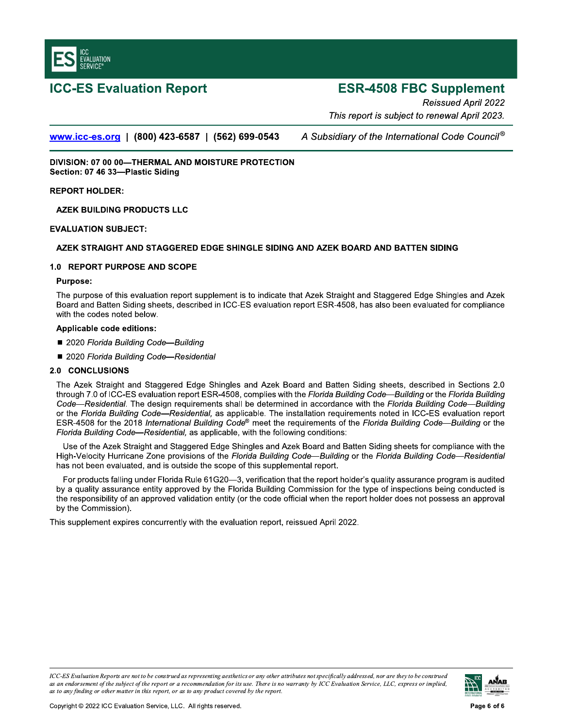# ICC-ES Evaluation Report

# ESR-4508 FBC Supplement

*Reissued April 2022*

*This report is subject to renewal April 2023.*

www.icc-es.org | (800) 423-6587 | (562) 699-0543 *A Subsidiary of the International Code Council®*

**DIVISION: 07 00 00—THERMAL AND MOISTURE PROTECTION**
**Section: 07 46 33—Plastic Siding**

**REPORT HOLDER:**

**AZEK BUILDING PRODUCTS LLC**

**EVALUATION SUBJECT:**

**AZEK STRAIGHT AND STAGGERED EDGE SHINGLE SIDING AND AZEK BOARD AND BATTEN SIDING**

## 1.0 REPORT PURPOSE AND SCOPE

**Purpose:**

The purpose of this evaluation report supplement is to indicate that Azek Straight and Staggered Edge Shingles and Azek Board and Batten Siding sheets, described in ICC-ES evaluation report ESR-4508, has also been evaluated for compliance with the codes noted below.

**Applicable code editions:**

- 2020 *Florida Building Code—Building*
- 2020 *Florida Building Code—Residential*

## 2.0 CONCLUSIONS

The Azek Straight and Staggered Edge Shingles and Azek Board and Batten Siding sheets, described in Sections 2.0 through 7.0 of ICC-ES evaluation report ESR-4508, complies with the *Florida Building Code—Building* or the *Florida Building Code—Residential*. The design requirements shall be determined in accordance with the *Florida Building Code—Building* or the *Florida Building Code—Residential,* as applicable. The installation requirements noted in ICC-ES evaluation report ESR-4508 for the 2018 *International Building Code®* meet the requirements of the *Florida Building Code—Building* or the *Florida Building Code—Residential,* as applicable, with the following conditions:

Use of the Azek Straight and Staggered Edge Shingles and Azek Board and Batten Siding sheets for compliance with the High-Velocity Hurricane Zone provisions of the *Florida Building Code—Building* or the *Florida Building Code—Residential* has not been evaluated, and is outside the scope of this supplemental report.

For products falling under Florida Rule 61G20—3, verification that the report holder's quality assurance program is audited by a quality assurance entity approved by the Florida Building Commission for the type of inspections being conducted is the responsibility of an approved validation entity (or the code official when the report holder does not possess an approval by the Commission).

This supplement expires concurrently with the evaluation report, reissued April 2022.

*ICC-ES Evaluation Reports are not to be construed as representing aesthetics or any other attributes not specifically addressed, nor are they to be construed as an endorsement of the subject of the report or a recommendation for its use. There is no warranty by ICC Evaluation Service, LLC, express or implied, as to any finding or other matter in this report, or as to any product covered by the report.*

Copyright © 2022 ICC Evaluation Service, LLC. All rights reserved.